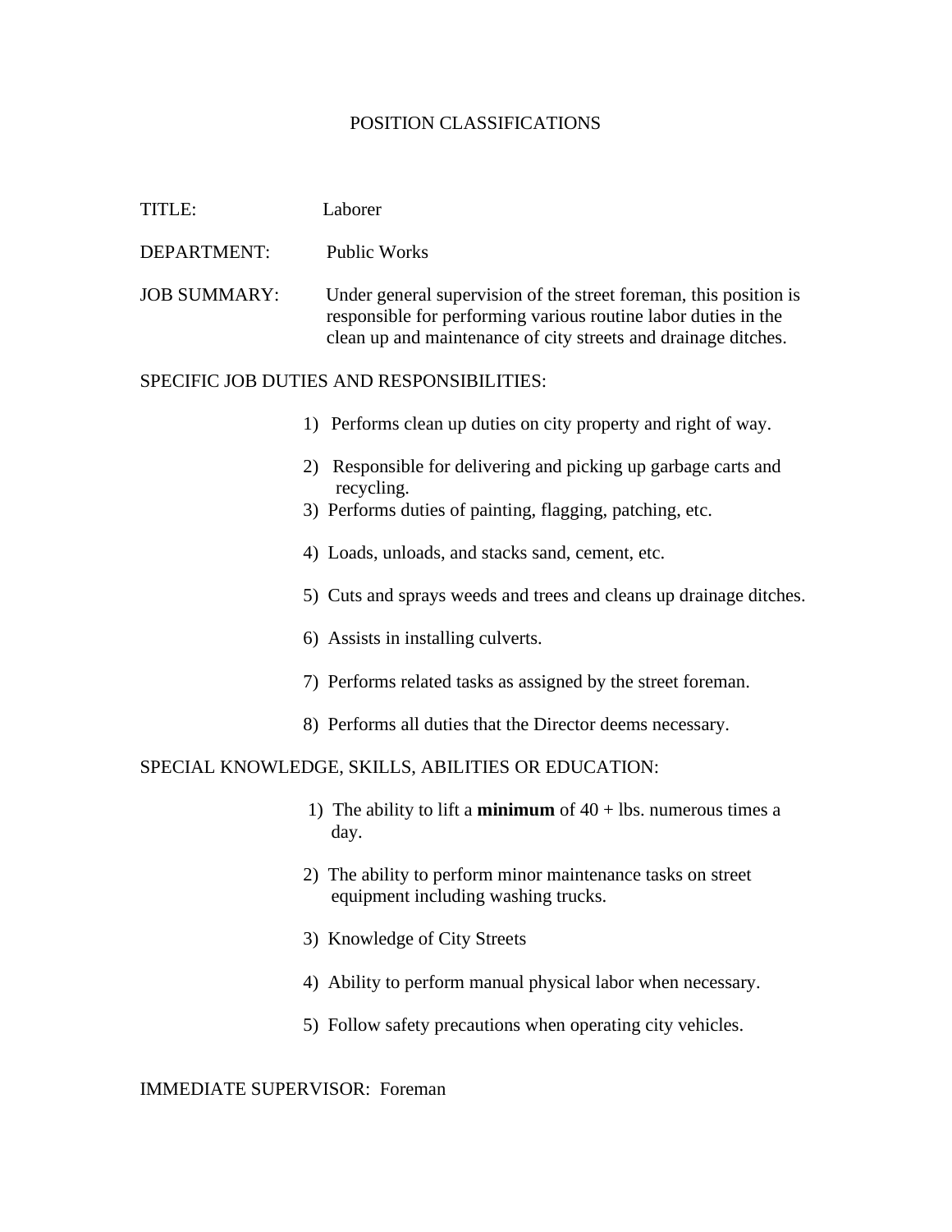# POSITION CLASSIFICATIONS

**TITLE:** Laborer

**DEPARTMENT:** Public Works

**JOB SUMMARY:** Under general supervision of the street foreman, this position is responsible for performing various routine labor duties in the clean up and maintenance of city streets and drainage ditches.

## SPECIFIC JOB DUTIES AND RESPONSIBILITIES:

1) Performs clean up duties on city property and right of way.
2) Responsible for delivering and picking up garbage carts and recycling.
3) Performs duties of painting, flagging, patching, etc.
4) Loads, unloads, and stacks sand, cement, etc.
5) Cuts and sprays weeds and trees and cleans up drainage ditches.
6) Assists in installing culverts.
7) Performs related tasks as assigned by the street foreman.
8) Performs all duties that the Director deems necessary.

## SPECIAL KNOWLEDGE, SKILLS, ABILITIES OR EDUCATION:

1) The ability to lift a **minimum** of 40 + lbs. numerous times a day.
2) The ability to perform minor maintenance tasks on street equipment including washing trucks.
3) Knowledge of City Streets
4) Ability to perform manual physical labor when necessary.
5) Follow safety precautions when operating city vehicles.

IMMEDIATE SUPERVISOR: Foreman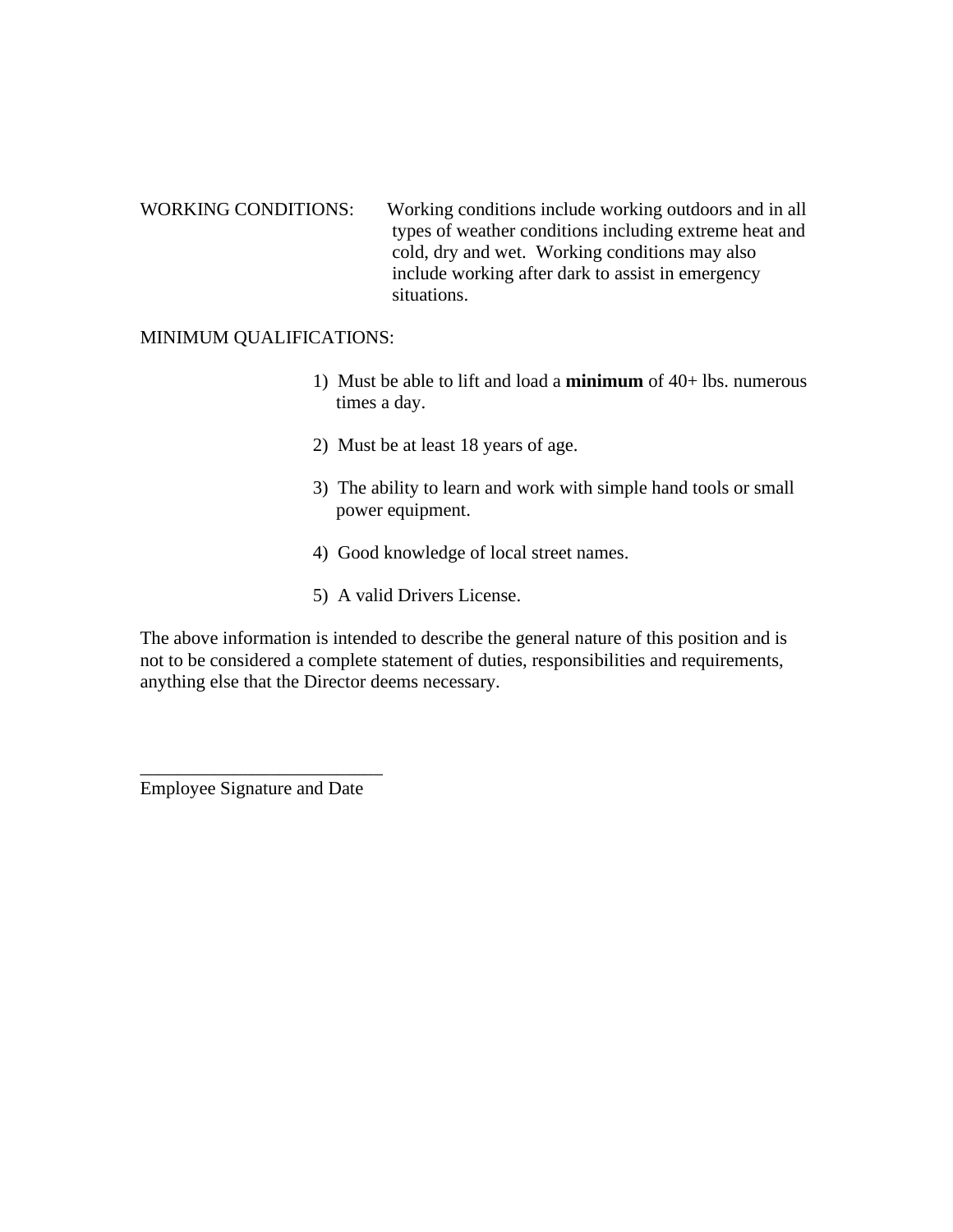WORKING CONDITIONS: Working conditions include working outdoors and in all types of weather conditions including extreme heat and cold, dry and wet. Working conditions may also include working after dark to assist in emergency situations.

MINIMUM QUALIFICATIONS:

1) Must be able to lift and load a **minimum** of 40+ lbs. numerous times a day.

2) Must be at least 18 years of age.

3) The ability to learn and work with simple hand tools or small power equipment.

4) Good knowledge of local street names.

5) A valid Drivers License.

The above information is intended to describe the general nature of this position and is not to be considered a complete statement of duties, responsibilities and requirements, anything else that the Director deems necessary.

___________________________
Employee Signature and Date